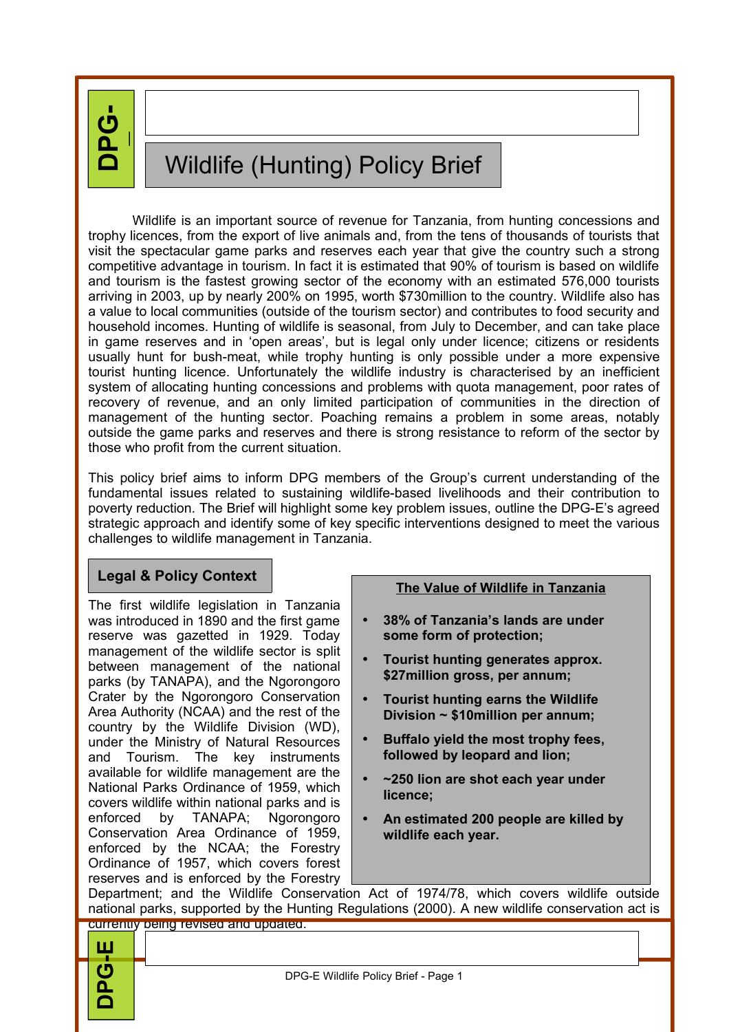# Wildlife (Hunting) Policy Brief

Wildlife is an important source of revenue for Tanzania, from hunting concessions and trophy licences, from the export of live animals and, from the tens of thousands of tourists that visit the spectacular game parks and reserves each year that give the country such a strong competitive advantage in tourism. In fact it is estimated that 90% of tourism is based on wildlife and tourism is the fastest growing sector of the economy with an estimated 576,000 tourists arriving in 2003, up by nearly 200% on 1995, worth $730million to the country. Wildlife also has a value to local communities (outside of the tourism sector) and contributes to food security and household incomes. Hunting of wildlife is seasonal, from July to December, and can take place in game reserves and in 'open areas', but is legal only under licence; citizens or residents usually hunt for bush-meat, while trophy hunting is only possible under a more expensive tourist hunting licence. Unfortunately the wildlife industry is characterised by an inefficient system of allocating hunting concessions and problems with quota management, poor rates of recovery of revenue, and an only limited participation of communities in the direction of management of the hunting sector. Poaching remains a problem in some areas, notably outside the game parks and reserves and there is strong resistance to reform of the sector by those who profit from the current situation.

This policy brief aims to inform DPG members of the Group's current understanding of the fundamental issues related to sustaining wildlife-based livelihoods and their contribution to poverty reduction. The Brief will highlight some key problem issues, outline the DPG-E's agreed strategic approach and identify some of key specific interventions designed to meet the various challenges to wildlife management in Tanzania.

## Legal & Policy Context

The first wildlife legislation in Tanzania was introduced in 1890 and the first game reserve was gazetted in 1929. Today management of the wildlife sector is split between management of the national parks (by TANAPA), and the Ngorongoro Crater by the Ngorongoro Conservation Area Authority (NCAA) and the rest of the country by the Wildlife Division (WD), under the Ministry of Natural Resources and Tourism. The key instruments available for wildlife management are the National Parks Ordinance of 1959, which covers wildlife within national parks and is enforced by TANAPA; Ngorongoro Conservation Area Ordinance of 1959, enforced by the NCAA; the Forestry Ordinance of 1957, which covers forest reserves and is enforced by the Forestry Department; and the Wildlife Conservation Act of 1974/78, which covers wildlife outside national parks, supported by the Hunting Regulations (2000). A new wildlife conservation act is currently being revised and updated.

**The Value of Wildlife in Tanzania**

- **38% of Tanzania's lands are under some form of protection;**
- **Tourist hunting generates approx. $27million gross, per annum;**
- **Tourist hunting earns the Wildlife Division ~ $10million per annum;**
- **Buffalo yield the most trophy fees, followed by leopard and lion;**
- **~250 lion are shot each year under licence;**
- **An estimated 200 people are killed by wildlife each year.**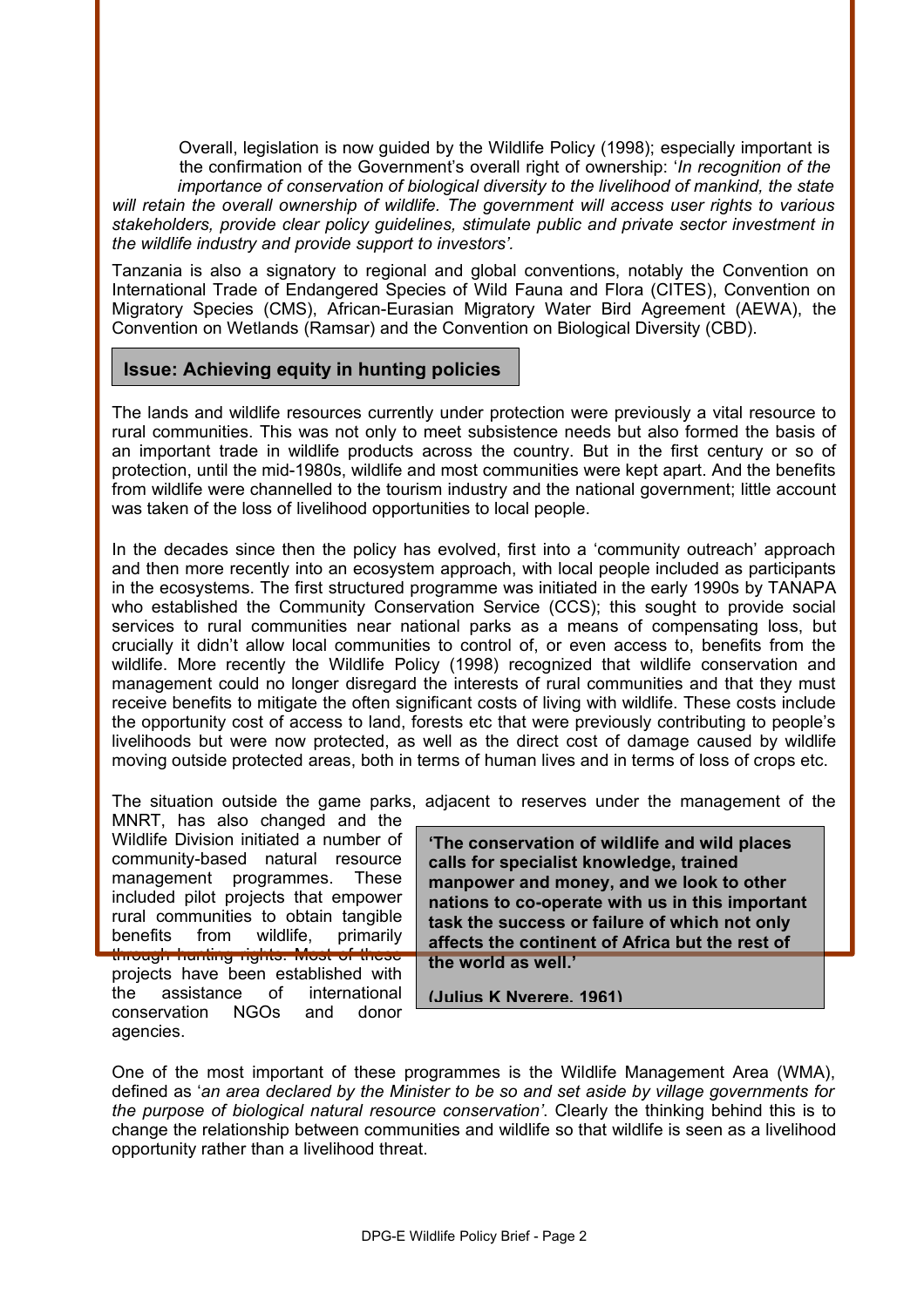Overall, legislation is now guided by the Wildlife Policy (1998); especially important is the confirmation of the Government's overall right of ownership: '*In recognition of the importance of conservation of biological diversity to the livelihood of mankind, the state will retain the overall ownership of wildlife. The government will access user rights to various stakeholders, provide clear policy guidelines, stimulate public and private sector investment in the wildlife industry and provide support to investors'*.

Tanzania is also a signatory to regional and global conventions, notably the Convention on International Trade of Endangered Species of Wild Fauna and Flora (CITES), Convention on Migratory Species (CMS), African-Eurasian Migratory Water Bird Agreement (AEWA), the Convention on Wetlands (Ramsar) and the Convention on Biological Diversity (CBD).

## Issue: Achieving equity in hunting policies

The lands and wildlife resources currently under protection were previously a vital resource to rural communities. This was not only to meet subsistence needs but also formed the basis of an important trade in wildlife products across the country. But in the first century or so of protection, until the mid-1980s, wildlife and most communities were kept apart. And the benefits from wildlife were channelled to the tourism industry and the national government; little account was taken of the loss of livelihood opportunities to local people.

In the decades since then the policy has evolved, first into a 'community outreach' approach and then more recently into an ecosystem approach, with local people included as participants in the ecosystems. The first structured programme was initiated in the early 1990s by TANAPA who established the Community Conservation Service (CCS); this sought to provide social services to rural communities near national parks as a means of compensating loss, but crucially it didn't allow local communities to control of, or even access to, benefits from the wildlife. More recently the Wildlife Policy (1998) recognized that wildlife conservation and management could no longer disregard the interests of rural communities and that they must receive benefits to mitigate the often significant costs of living with wildlife. These costs include the opportunity cost of access to land, forests etc that were previously contributing to people's livelihoods but were now protected, as well as the direct cost of damage caused by wildlife moving outside protected areas, both in terms of human lives and in terms of loss of crops etc.

The situation outside the game parks, adjacent to reserves under the management of the MNRT, has also changed and the Wildlife Division initiated a number of community-based natural resource management programmes. These included pilot projects that empower rural communities to obtain tangible benefits from wildlife, primarily through hunting rights. Most of these projects have been established with the assistance of international conservation NGOs and donor agencies.

> **'The conservation of wildlife and wild places calls for specialist knowledge, trained manpower and money, and we look to other nations to co-operate with us in this important task the success or failure of which not only affects the continent of Africa but the rest of the world as well.'**
>
> **(Julius K Nyerere, 1961)**

One of the most important of these programmes is the Wildlife Management Area (WMA), defined as '*an area declared by the Minister to be so and set aside by village governments for the purpose of biological natural resource conservation'*. Clearly the thinking behind this is to change the relationship between communities and wildlife so that wildlife is seen as a livelihood opportunity rather than a livelihood threat.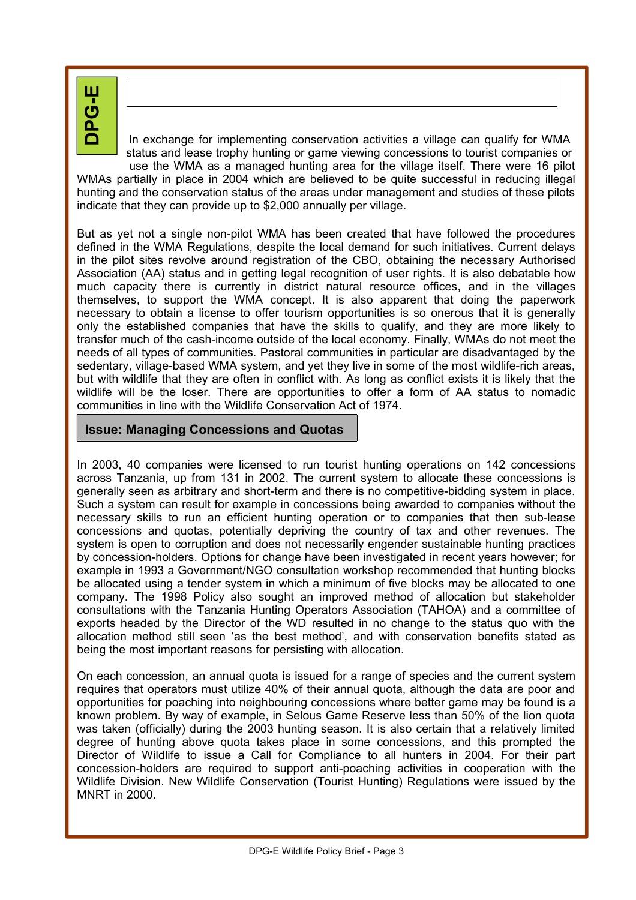In exchange for implementing conservation activities a village can qualify for WMA status and lease trophy hunting or game viewing concessions to tourist companies or use the WMA as a managed hunting area for the village itself. There were 16 pilot WMAs partially in place in 2004 which are believed to be quite successful in reducing illegal hunting and the conservation status of the areas under management and studies of these pilots indicate that they can provide up to $2,000 annually per village.

But as yet not a single non-pilot WMA has been created that have followed the procedures defined in the WMA Regulations, despite the local demand for such initiatives. Current delays in the pilot sites revolve around registration of the CBO, obtaining the necessary Authorised Association (AA) status and in getting legal recognition of user rights. It is also debatable how much capacity there is currently in district natural resource offices, and in the villages themselves, to support the WMA concept. It is also apparent that doing the paperwork necessary to obtain a license to offer tourism opportunities is so onerous that it is generally only the established companies that have the skills to qualify, and they are more likely to transfer much of the cash-income outside of the local economy. Finally, WMAs do not meet the needs of all types of communities. Pastoral communities in particular are disadvantaged by the sedentary, village-based WMA system, and yet they live in some of the most wildlife-rich areas, but with wildlife that they are often in conflict with. As long as conflict exists it is likely that the wildlife will be the loser. There are opportunities to offer a form of AA status to nomadic communities in line with the Wildlife Conservation Act of 1974.

## Issue: Managing Concessions and Quotas

In 2003, 40 companies were licensed to run tourist hunting operations on 142 concessions across Tanzania, up from 131 in 2002. The current system to allocate these concessions is generally seen as arbitrary and short-term and there is no competitive-bidding system in place. Such a system can result for example in concessions being awarded to companies without the necessary skills to run an efficient hunting operation or to companies that then sub-lease concessions and quotas, potentially depriving the country of tax and other revenues. The system is open to corruption and does not necessarily engender sustainable hunting practices by concession-holders. Options for change have been investigated in recent years however; for example in 1993 a Government/NGO consultation workshop recommended that hunting blocks be allocated using a tender system in which a minimum of five blocks may be allocated to one company. The 1998 Policy also sought an improved method of allocation but stakeholder consultations with the Tanzania Hunting Operators Association (TAHOA) and a committee of exports headed by the Director of the WD resulted in no change to the status quo with the allocation method still seen 'as the best method', and with conservation benefits stated as being the most important reasons for persisting with allocation.

On each concession, an annual quota is issued for a range of species and the current system requires that operators must utilize 40% of their annual quota, although the data are poor and opportunities for poaching into neighbouring concessions where better game may be found is a known problem. By way of example, in Selous Game Reserve less than 50% of the lion quota was taken (officially) during the 2003 hunting season. It is also certain that a relatively limited degree of hunting above quota takes place in some concessions, and this prompted the Director of Wildlife to issue a Call for Compliance to all hunters in 2004. For their part concession-holders are required to support anti-poaching activities in cooperation with the Wildlife Division. New Wildlife Conservation (Tourist Hunting) Regulations were issued by the MNRT in 2000.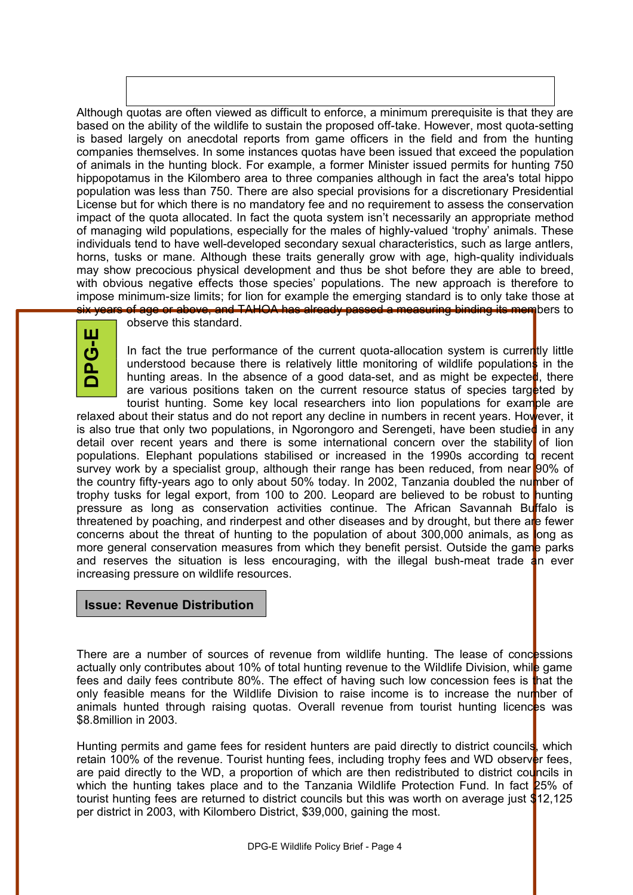Although quotas are often viewed as difficult to enforce, a minimum prerequisite is that they are based on the ability of the wildlife to sustain the proposed off-take. However, most quota-setting is based largely on anecdotal reports from game officers in the field and from the hunting companies themselves. In some instances quotas have been issued that exceed the population of animals in the hunting block. For example, a former Minister issued permits for hunting 750 hippopotamus in the Kilombero area to three companies although in fact the area's total hippo population was less than 750. There are also special provisions for a discretionary Presidential License but for which there is no mandatory fee and no requirement to assess the conservation impact of the quota allocated. In fact the quota system isn't necessarily an appropriate method of managing wild populations, especially for the males of highly-valued 'trophy' animals. These individuals tend to have well-developed secondary sexual characteristics, such as large antlers, horns, tusks or mane. Although these traits generally grow with age, high-quality individuals may show precocious physical development and thus be shot before they are able to breed, with obvious negative effects those species' populations. The new approach is therefore to impose minimum-size limits; for lion for example the emerging standard is to only take those at six years of age or above, and TAHOA has already passed a measuring binding its members to observe this standard.

In fact the true performance of the current quota-allocation system is currently little understood because there is relatively little monitoring of wildlife populations in the hunting areas. In the absence of a good data-set, and as might be expected, there are various positions taken on the current resource status of species targeted by tourist hunting. Some key local researchers into lion populations for example are relaxed about their status and do not report any decline in numbers in recent years. However, it is also true that only two populations, in Ngorongoro and Serengeti, have been studied in any detail over recent years and there is some international concern over the stability of lion populations. Elephant populations stabilised or increased in the 1990s according to recent survey work by a specialist group, although their range has been reduced, from near 90% of the country fifty-years ago to only about 50% today. In 2002, Tanzania doubled the number of trophy tusks for legal export, from 100 to 200. Leopard are believed to be robust to hunting pressure as long as conservation activities continue. The African Savannah Buffalo is threatened by poaching, and rinderpest and other diseases and by drought, but there are fewer concerns about the threat of hunting to the population of about 300,000 animals, as long as more general conservation measures from which they benefit persist. Outside the game parks and reserves the situation is less encouraging, with the illegal bush-meat trade an ever increasing pressure on wildlife resources.

## Issue: Revenue Distribution

There are a number of sources of revenue from wildlife hunting. The lease of concessions actually only contributes about 10% of total hunting revenue to the Wildlife Division, while game fees and daily fees contribute 80%. The effect of having such low concession fees is that the only feasible means for the Wildlife Division to raise income is to increase the number of animals hunted through raising quotas. Overall revenue from tourist hunting licences was $8.8million in 2003.

Hunting permits and game fees for resident hunters are paid directly to district councils, which retain 100% of the revenue. Tourist hunting fees, including trophy fees and WD observer fees, are paid directly to the WD, a proportion of which are then redistributed to district councils in which the hunting takes place and to the Tanzania Wildlife Protection Fund. In fact 25% of tourist hunting fees are returned to district councils but this was worth on average just $12,125 per district in 2003, with Kilombero District, $39,000, gaining the most.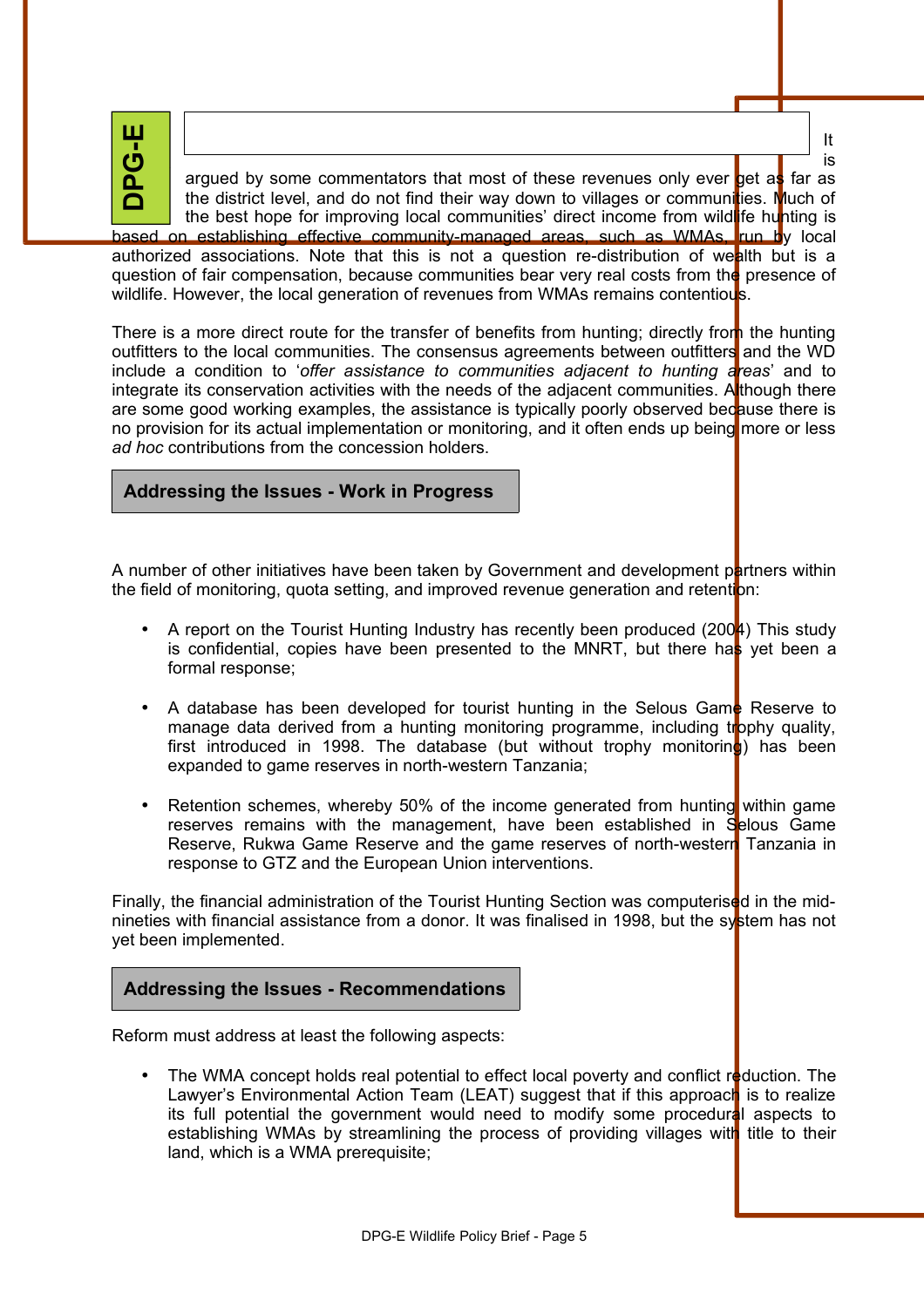It is argued by some commentators that most of these revenues only ever get as far as the district level, and do not find their way down to villages or communities. Much of the best hope for improving local communities' direct income from wildlife hunting is based on establishing effective community-managed areas, such as WMAs, run by local authorized associations. Note that this is not a question re-distribution of wealth but is a question of fair compensation, because communities bear very real costs from the presence of wildlife. However, the local generation of revenues from WMAs remains contentious.

There is a more direct route for the transfer of benefits from hunting; directly from the hunting outfitters to the local communities. The consensus agreements between outfitters and the WD include a condition to '*offer assistance to communities adjacent to hunting areas*' and to integrate its conservation activities with the needs of the adjacent communities. Although there are some good working examples, the assistance is typically poorly observed because there is no provision for its actual implementation or monitoring, and it often ends up being more or less *ad hoc* contributions from the concession holders.

## Addressing the Issues - Work in Progress

A number of other initiatives have been taken by Government and development partners within the field of monitoring, quota setting, and improved revenue generation and retention:

- A report on the Tourist Hunting Industry has recently been produced (2004) This study is confidential, copies have been presented to the MNRT, but there has yet been a formal response;
- A database has been developed for tourist hunting in the Selous Game Reserve to manage data derived from a hunting monitoring programme, including trophy quality, first introduced in 1998. The database (but without trophy monitoring) has been expanded to game reserves in north-western Tanzania;
- Retention schemes, whereby 50% of the income generated from hunting within game reserves remains with the management, have been established in Selous Game Reserve, Rukwa Game Reserve and the game reserves of north-western Tanzania in response to GTZ and the European Union interventions.

Finally, the financial administration of the Tourist Hunting Section was computerised in the mid-nineties with financial assistance from a donor. It was finalised in 1998, but the system has not yet been implemented.

## Addressing the Issues - Recommendations

Reform must address at least the following aspects:

- The WMA concept holds real potential to effect local poverty and conflict reduction. The Lawyer's Environmental Action Team (LEAT) suggest that if this approach is to realize its full potential the government would need to modify some procedural aspects to establishing WMAs by streamlining the process of providing villages with title to their land, which is a WMA prerequisite;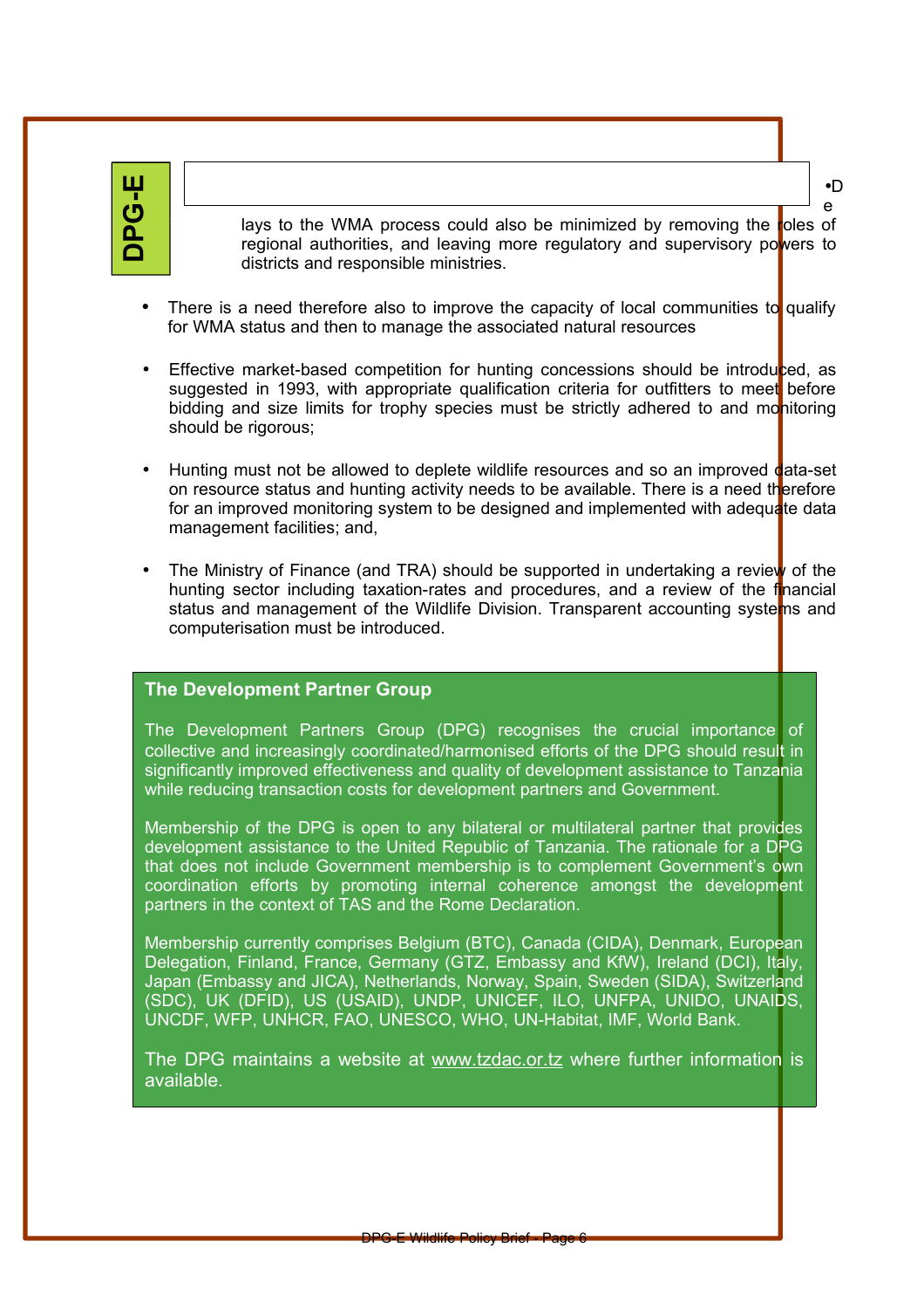- Delays to the WMA process could also be minimized by removing the roles of regional authorities, and leaving more regulatory and supervisory powers to districts and responsible ministries.

- There is a need therefore also to improve the capacity of local communities to qualify for WMA status and then to manage the associated natural resources

- Effective market-based competition for hunting concessions should be introduced, as suggested in 1993, with appropriate qualification criteria for outfitters to meet before bidding and size limits for trophy species must be strictly adhered to and monitoring should be rigorous;

- Hunting must not be allowed to deplete wildlife resources and so an improved data-set on resource status and hunting activity needs to be available. There is a need therefore for an improved monitoring system to be designed and implemented with adequate data management facilities; and,

- The Ministry of Finance (and TRA) should be supported in undertaking a review of the hunting sector including taxation-rates and procedures, and a review of the financial status and management of the Wildlife Division. Transparent accounting systems and computerisation must be introduced.

**The Development Partner Group**

The Development Partners Group (DPG) recognises the crucial importance of collective and increasingly coordinated/harmonised efforts of the DPG should result in significantly improved effectiveness and quality of development assistance to Tanzania while reducing transaction costs for development partners and Government.

Membership of the DPG is open to any bilateral or multilateral partner that provides development assistance to the United Republic of Tanzania. The rationale for a DPG that does not include Government membership is to complement Government's own coordination efforts by promoting internal coherence amongst the development partners in the context of TAS and the Rome Declaration.

Membership currently comprises Belgium (BTC), Canada (CIDA), Denmark, European Delegation, Finland, France, Germany (GTZ, Embassy and KfW), Ireland (DCI), Italy, Japan (Embassy and JICA), Netherlands, Norway, Spain, Sweden (SIDA), Switzerland (SDC), UK (DFID), US (USAID), UNDP, UNICEF, ILO, UNFPA, UNIDO, UNAIDS, UNCDF, WFP, UNHCR, FAO, UNESCO, WHO, UN-Habitat, IMF, World Bank.

The DPG maintains a website at www.tzdac.or.tz where further information is available.